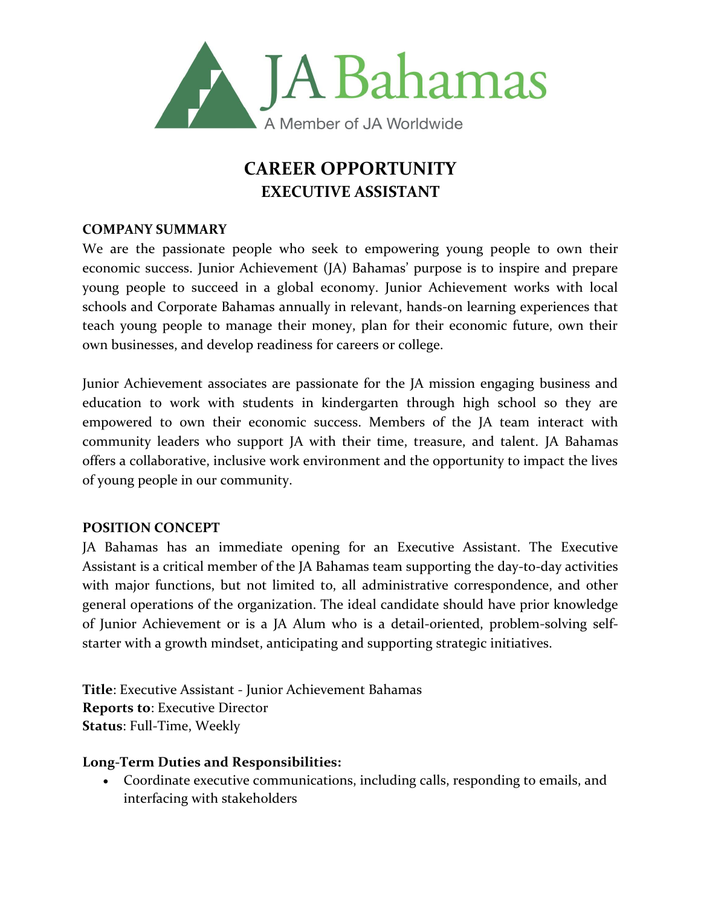JA Bahamas

A Member of JA Worldwide

# CAREER OPPORTUNITY
## EXECUTIVE ASSISTANT

**COMPANY SUMMARY**

We are the passionate people who seek to empowering young people to own their economic success. Junior Achievement (JA) Bahamas' purpose is to inspire and prepare young people to succeed in a global economy. Junior Achievement works with local schools and Corporate Bahamas annually in relevant, hands-on learning experiences that teach young people to manage their money, plan for their economic future, own their own businesses, and develop readiness for careers or college.

Junior Achievement associates are passionate for the JA mission engaging business and education to work with students in kindergarten through high school so they are empowered to own their economic success. Members of the JA team interact with community leaders who support JA with their time, treasure, and talent. JA Bahamas offers a collaborative, inclusive work environment and the opportunity to impact the lives of young people in our community.

**POSITION CONCEPT**

JA Bahamas has an immediate opening for an Executive Assistant. The Executive Assistant is a critical member of the JA Bahamas team supporting the day-to-day activities with major functions, but not limited to, all administrative correspondence, and other general operations of the organization. The ideal candidate should have prior knowledge of Junior Achievement or is a JA Alum who is a detail-oriented, problem-solving self-starter with a growth mindset, anticipating and supporting strategic initiatives.

**Title**: Executive Assistant - Junior Achievement Bahamas
**Reports to**: Executive Director
**Status**: Full-Time, Weekly

**Long-Term Duties and Responsibilities:**

- Coordinate executive communications, including calls, responding to emails, and interfacing with stakeholders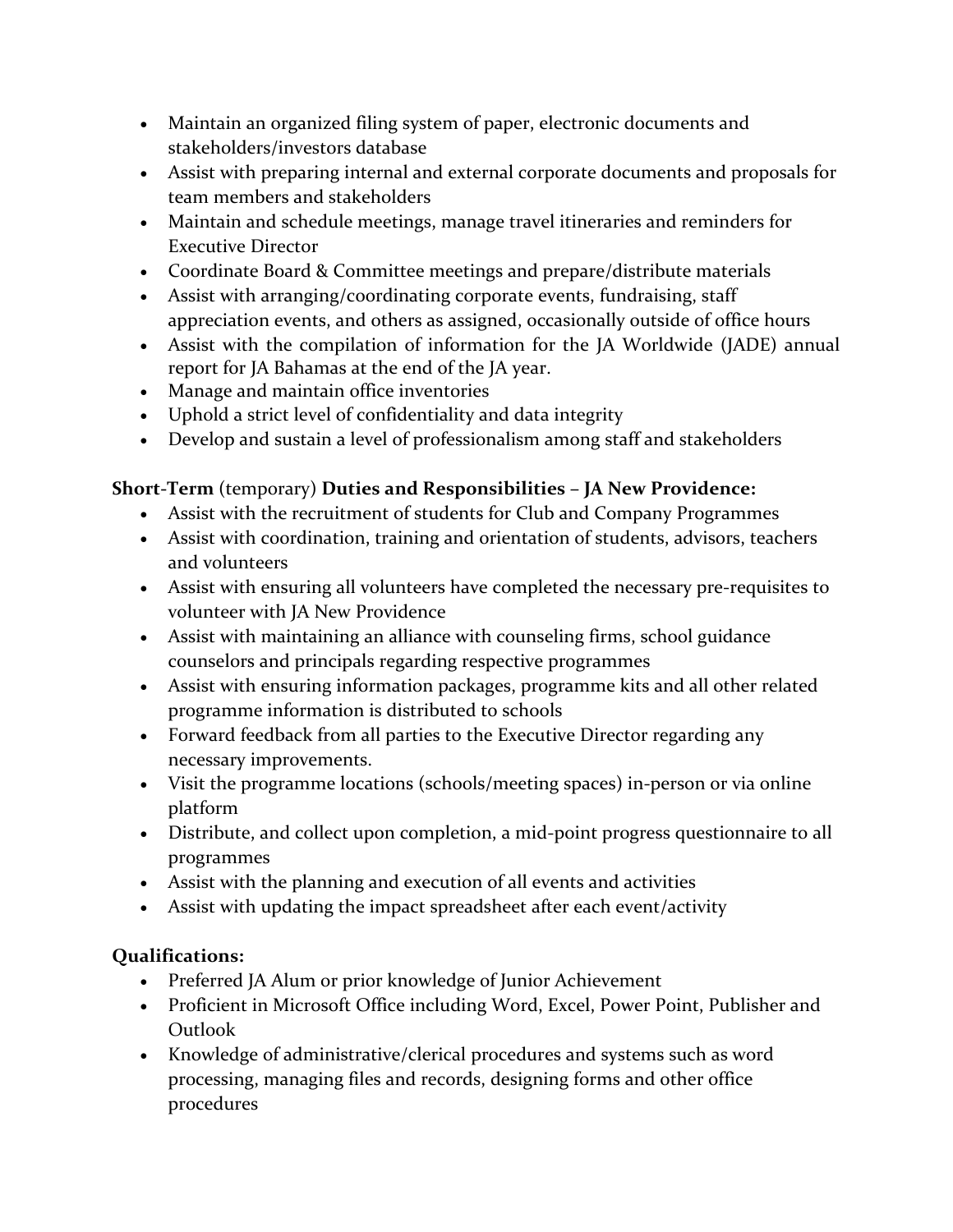- Maintain an organized filing system of paper, electronic documents and stakeholders/investors database
- Assist with preparing internal and external corporate documents and proposals for team members and stakeholders
- Maintain and schedule meetings, manage travel itineraries and reminders for Executive Director
- Coordinate Board & Committee meetings and prepare/distribute materials
- Assist with arranging/coordinating corporate events, fundraising, staff appreciation events, and others as assigned, occasionally outside of office hours
- Assist with the compilation of information for the JA Worldwide (JADE) annual report for JA Bahamas at the end of the JA year.
- Manage and maintain office inventories
- Uphold a strict level of confidentiality and data integrity
- Develop and sustain a level of professionalism among staff and stakeholders

**Short-Term** (temporary) **Duties and Responsibilities – JA New Providence:**

- Assist with the recruitment of students for Club and Company Programmes
- Assist with coordination, training and orientation of students, advisors, teachers and volunteers
- Assist with ensuring all volunteers have completed the necessary pre-requisites to volunteer with JA New Providence
- Assist with maintaining an alliance with counseling firms, school guidance counselors and principals regarding respective programmes
- Assist with ensuring information packages, programme kits and all other related programme information is distributed to schools
- Forward feedback from all parties to the Executive Director regarding any necessary improvements.
- Visit the programme locations (schools/meeting spaces) in-person or via online platform
- Distribute, and collect upon completion, a mid-point progress questionnaire to all programmes
- Assist with the planning and execution of all events and activities
- Assist with updating the impact spreadsheet after each event/activity

**Qualifications:**

- Preferred JA Alum or prior knowledge of Junior Achievement
- Proficient in Microsoft Office including Word, Excel, Power Point, Publisher and Outlook
- Knowledge of administrative/clerical procedures and systems such as word processing, managing files and records, designing forms and other office procedures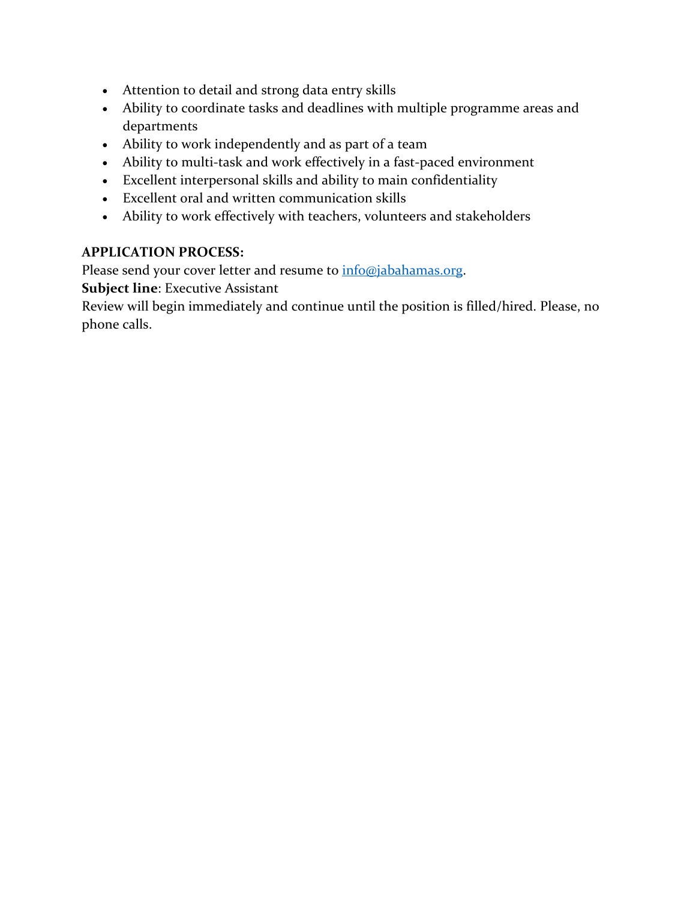- Attention to detail and strong data entry skills
- Ability to coordinate tasks and deadlines with multiple programme areas and departments
- Ability to work independently and as part of a team
- Ability to multi-task and work effectively in a fast-paced environment
- Excellent interpersonal skills and ability to main confidentiality
- Excellent oral and written communication skills
- Ability to work effectively with teachers, volunteers and stakeholders

**APPLICATION PROCESS:**

Please send your cover letter and resume to info@jabahamas.org.

**Subject line**: Executive Assistant

Review will begin immediately and continue until the position is filled/hired. Please, no phone calls.